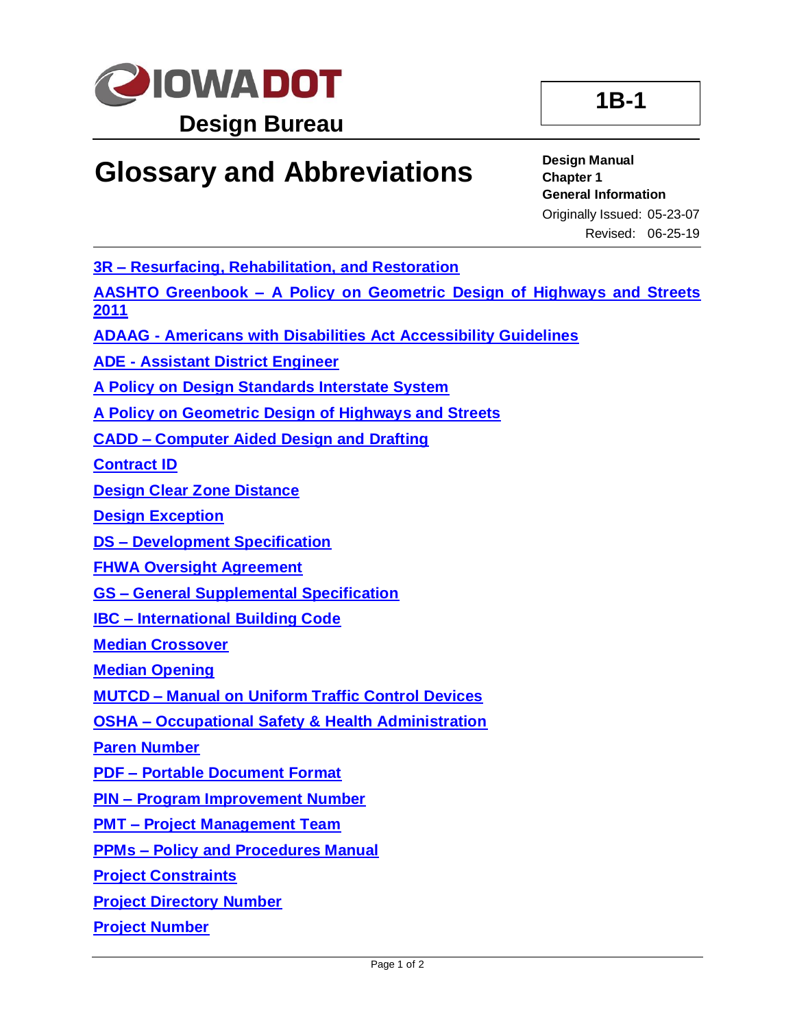**IOWA DOT**

**Design Bureau**

**1B-1**

# Glossary and Abbreviations

**Design Manual**
**Chapter 1**
**General Information**
Originally Issued: 05-23-07
Revised: 06-25-19

**3R – Resurfacing, Rehabilitation, and Restoration**

**AASHTO Greenbook – A Policy on Geometric Design of Highways and Streets 2011**

**ADAAG - Americans with Disabilities Act Accessibility Guidelines**

**ADE - Assistant District Engineer**

**A Policy on Design Standards Interstate System**

**A Policy on Geometric Design of Highways and Streets**

**CADD – Computer Aided Design and Drafting**

**Contract ID**

**Design Clear Zone Distance**

**Design Exception**

**DS – Development Specification**

**FHWA Oversight Agreement**

**GS – General Supplemental Specification**

**IBC – International Building Code**

**Median Crossover**

**Median Opening**

**MUTCD – Manual on Uniform Traffic Control Devices**

**OSHA – Occupational Safety & Health Administration**

**Paren Number**

**PDF – Portable Document Format**

**PIN – Program Improvement Number**

**PMT – Project Management Team**

**PPMs – Policy and Procedures Manual**

**Project Constraints**

**Project Directory Number**

**Project Number**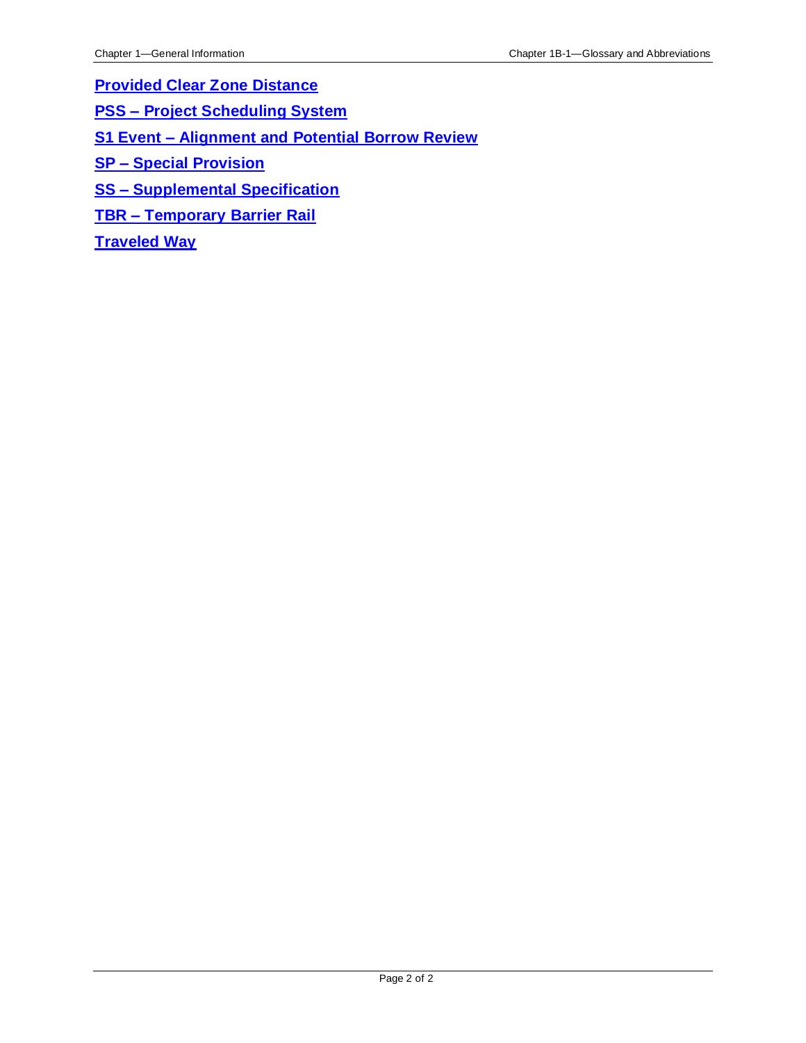**Provided Clear Zone Distance**

**PSS – Project Scheduling System**

**S1 Event – Alignment and Potential Borrow Review**

**SP – Special Provision**

**SS – Supplemental Specification**

**TBR – Temporary Barrier Rail**

**Traveled Way**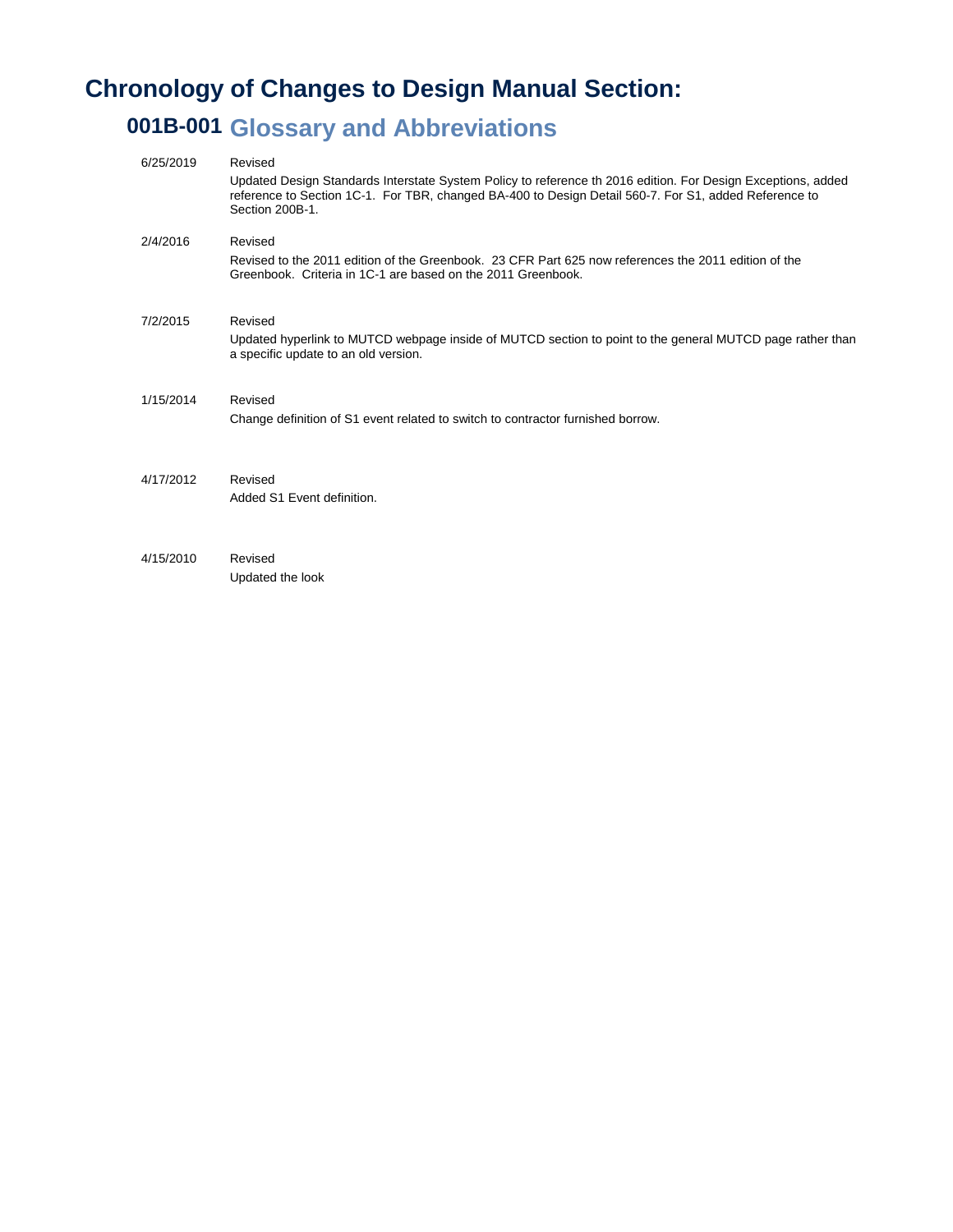# Chronology of Changes to Design Manual Section:

## 001B-001 Glossary and Abbreviations

6/25/2019 Revised

Updated Design Standards Interstate System Policy to reference th 2016 edition. For Design Exceptions, added reference to Section 1C-1. For TBR, changed BA-400 to Design Detail 560-7. For S1, added Reference to Section 200B-1.

2/4/2016 Revised

Revised to the 2011 edition of the Greenbook. 23 CFR Part 625 now references the 2011 edition of the Greenbook. Criteria in 1C-1 are based on the 2011 Greenbook.

7/2/2015 Revised

Updated hyperlink to MUTCD webpage inside of MUTCD section to point to the general MUTCD page rather than a specific update to an old version.

1/15/2014 Revised

Change definition of S1 event related to switch to contractor furnished borrow.

4/17/2012 Revised

Added S1 Event definition.

4/15/2010 Revised

Updated the look